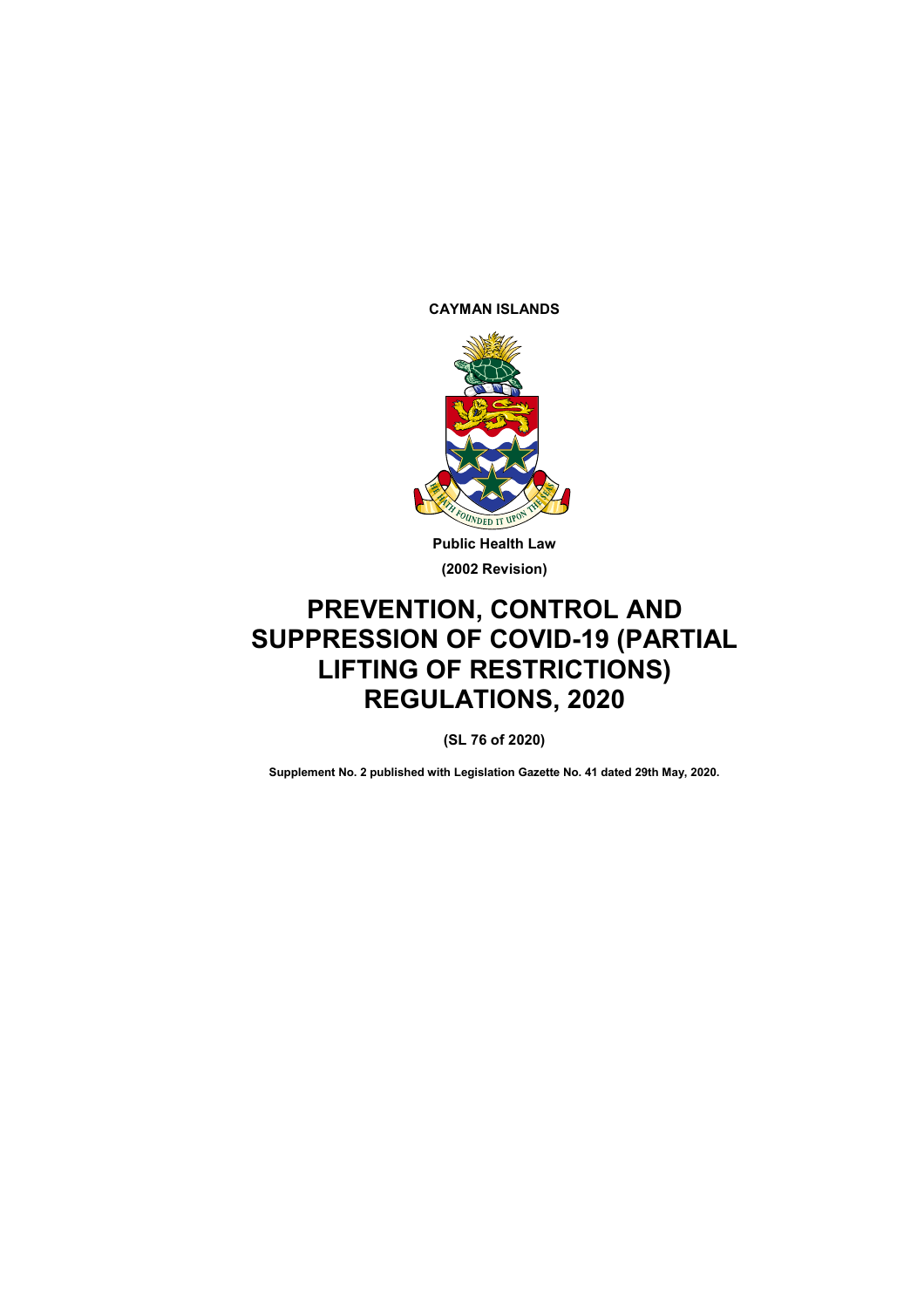**CAYMAN ISLANDS**

**Public Health Law**

**(2002 Revision)**

# PREVENTION, CONTROL AND SUPPRESSION OF COVID-19 (PARTIAL LIFTING OF RESTRICTIONS) REGULATIONS, 2020

**(SL 76 of 2020)**

**Supplement No. 2 published with Legislation Gazette No. 41 dated 29th May, 2020.**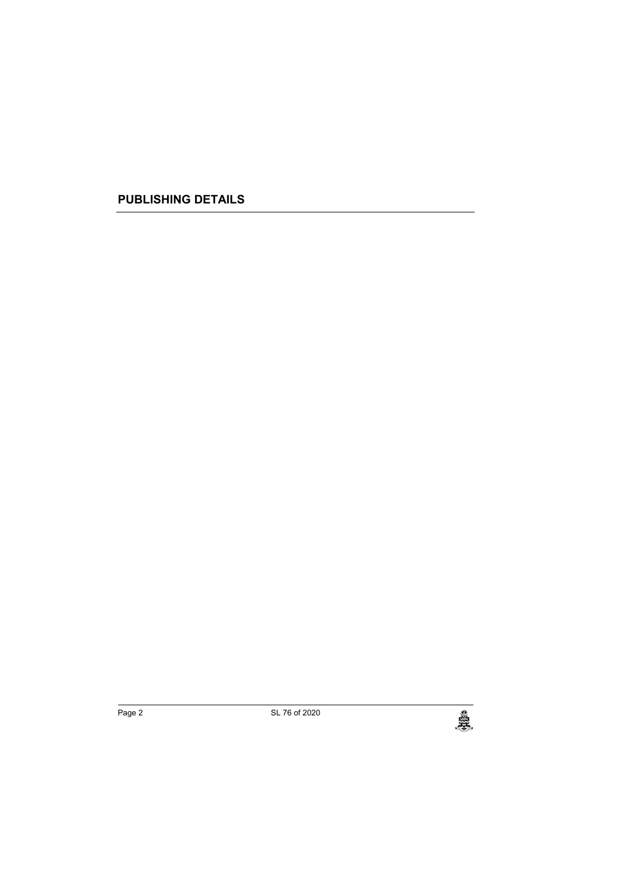## PUBLISHING DETAILS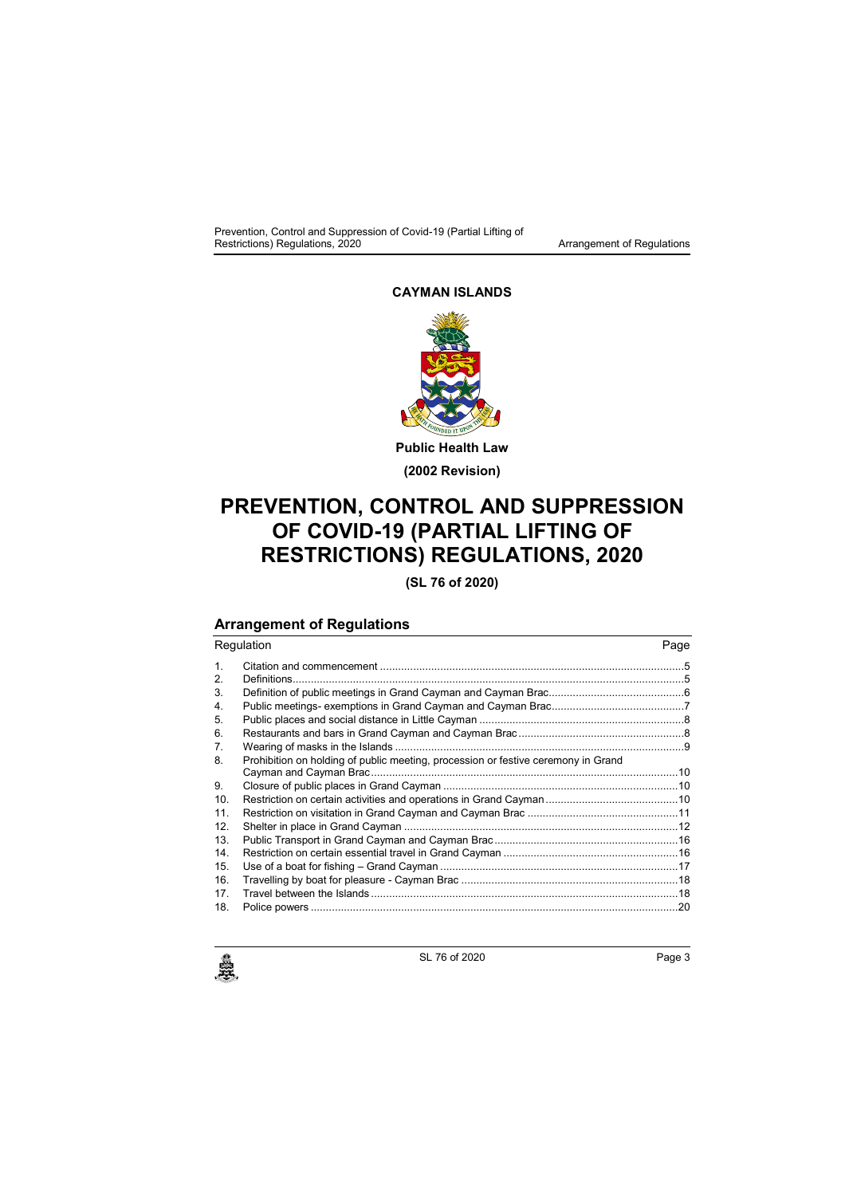**CAYMAN ISLANDS**

**Public Health Law**

**(2002 Revision)**

# PREVENTION, CONTROL AND SUPPRESSION OF COVID-19 (PARTIAL LIFTING OF RESTRICTIONS) REGULATIONS, 2020

**(SL 76 of 2020)**

## Arrangement of Regulations

| Regulation | | Page |
|---|---|---|
| 1. | Citation and commencement | 5 |
| 2. | Definitions | 5 |
| 3. | Definition of public meetings in Grand Cayman and Cayman Brac | 6 |
| 4. | Public meetings- exemptions in Grand Cayman and Cayman Brac | 7 |
| 5. | Public places and social distance in Little Cayman | 8 |
| 6. | Restaurants and bars in Grand Cayman and Cayman Brac | 8 |
| 7. | Wearing of masks in the Islands | 9 |
| 8. | Prohibition on holding of public meeting, procession or festive ceremony in Grand Cayman and Cayman Brac | 10 |
| 9. | Closure of public places in Grand Cayman | 10 |
| 10. | Restriction on certain activities and operations in Grand Cayman | 10 |
| 11. | Restriction on visitation in Grand Cayman and Cayman Brac | 11 |
| 12. | Shelter in place in Grand Cayman | 12 |
| 13. | Public Transport in Grand Cayman and Cayman Brac | 16 |
| 14. | Restriction on certain essential travel in Grand Cayman | 16 |
| 15. | Use of a boat for fishing – Grand Cayman | 17 |
| 16. | Travelling by boat for pleasure - Cayman Brac | 18 |
| 17. | Travel between the Islands | 18 |
| 18. | Police powers | 20 |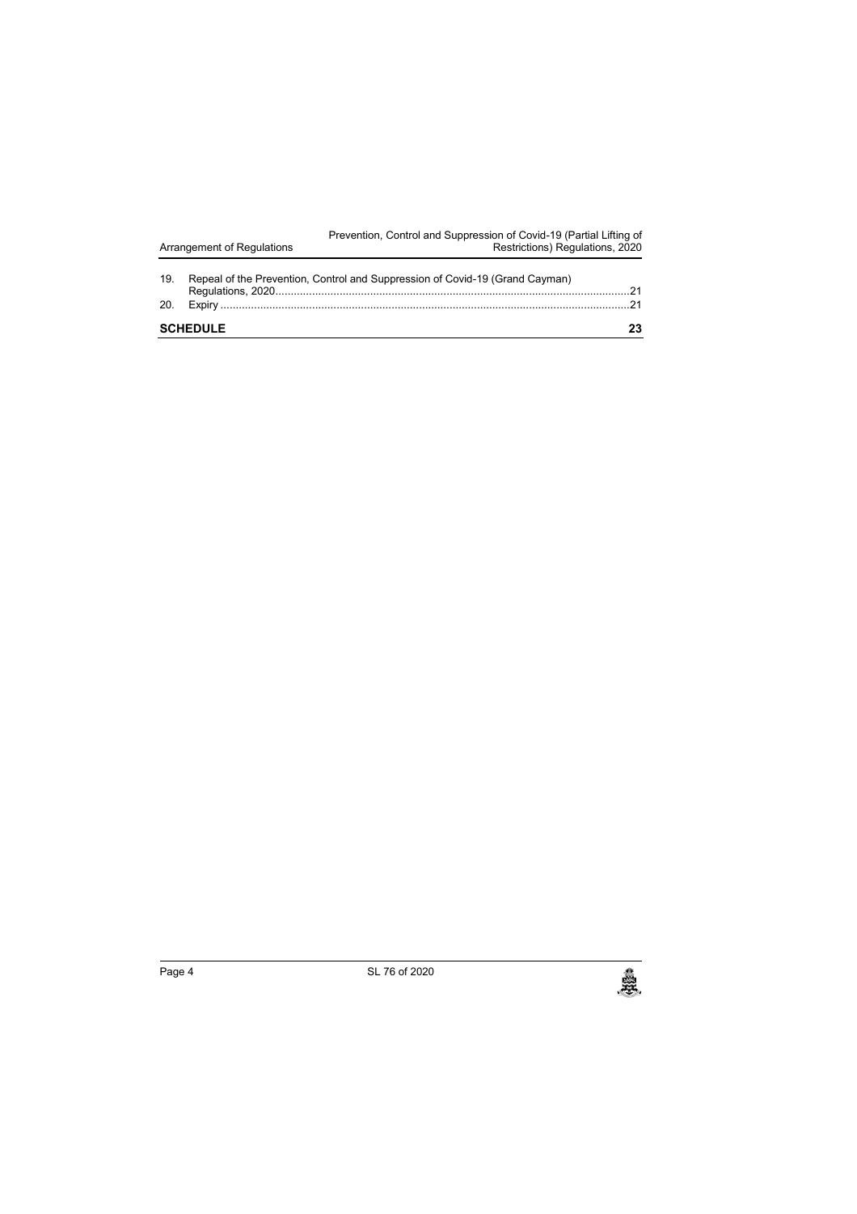19. Repeal of the Prevention, Control and Suppression of Covid-19 (Grand Cayman) Regulations, 2020 ........ 21
20. Expiry ........ 21

**SCHEDULE** **23**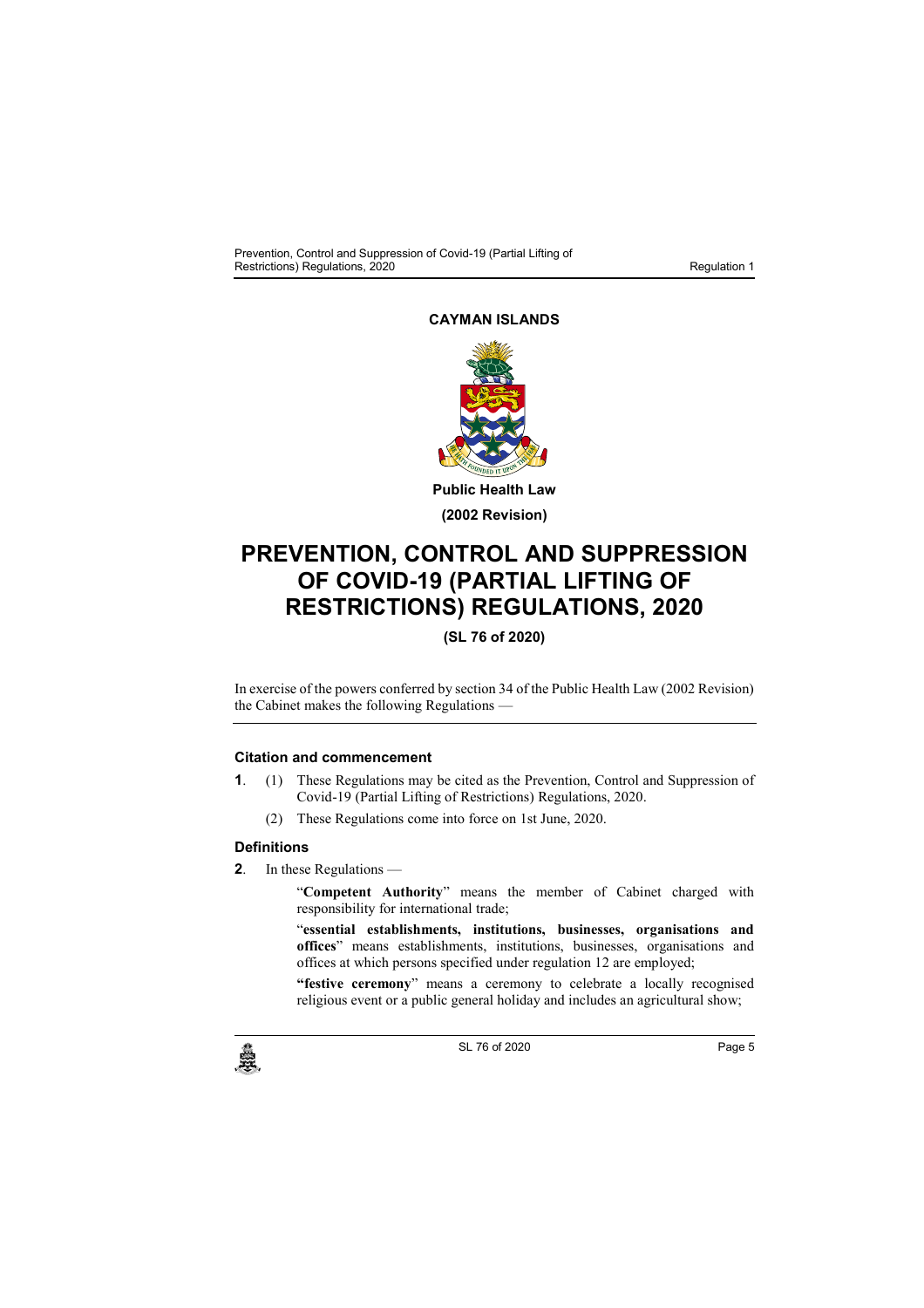**CAYMAN ISLANDS**

**Public Health Law**

**(2002 Revision)**

# PREVENTION, CONTROL AND SUPPRESSION OF COVID-19 (PARTIAL LIFTING OF RESTRICTIONS) REGULATIONS, 2020

**(SL 76 of 2020)**

In exercise of the powers conferred by section 34 of the Public Health Law (2002 Revision) the Cabinet makes the following Regulations —

### Citation and commencement

**1**. (1) These Regulations may be cited as the Prevention, Control and Suppression of Covid-19 (Partial Lifting of Restrictions) Regulations, 2020.

(2) These Regulations come into force on 1st June, 2020.

### Definitions

**2**. In these Regulations —

"**Competent Authority**" means the member of Cabinet charged with responsibility for international trade;

"**essential establishments, institutions, businesses, organisations and offices**" means establishments, institutions, businesses, organisations and offices at which persons specified under regulation 12 are employed;

"**festive ceremony**" means a ceremony to celebrate a locally recognised religious event or a public general holiday and includes an agricultural show;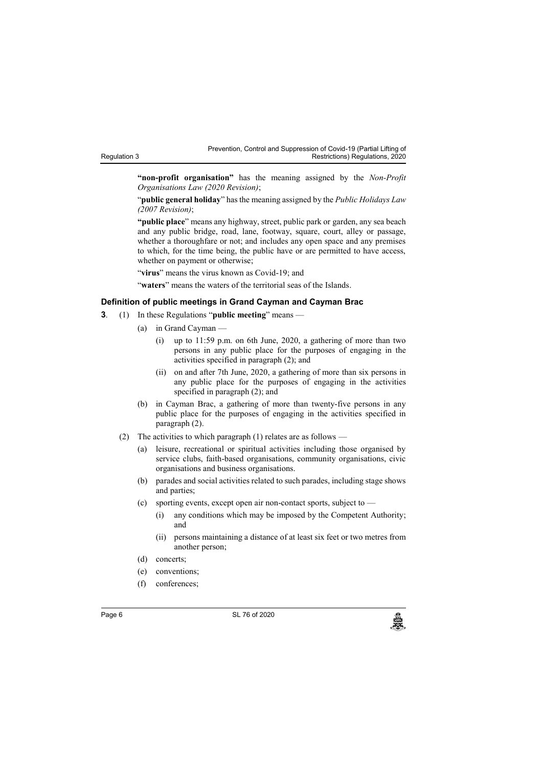**"non-profit organisation"** has the meaning assigned by the *Non-Profit Organisations Law (2020 Revision)*;

"**public general holiday**" has the meaning assigned by the *Public Holidays Law (2007 Revision)*;

**"public place**" means any highway, street, public park or garden, any sea beach and any public bridge, road, lane, footway, square, court, alley or passage, whether a thoroughfare or not; and includes any open space and any premises to which, for the time being, the public have or are permitted to have access, whether on payment or otherwise;

"**virus**" means the virus known as Covid-19; and

"**waters**" means the waters of the territorial seas of the Islands.

### Definition of public meetings in Grand Cayman and Cayman Brac

**3**. (1) In these Regulations "**public meeting**" means —

(a) in Grand Cayman —

(i) up to 11:59 p.m. on 6th June, 2020, a gathering of more than two persons in any public place for the purposes of engaging in the activities specified in paragraph (2); and

(ii) on and after 7th June, 2020, a gathering of more than six persons in any public place for the purposes of engaging in the activities specified in paragraph (2); and

(b) in Cayman Brac, a gathering of more than twenty-five persons in any public place for the purposes of engaging in the activities specified in paragraph (2).

(2) The activities to which paragraph (1) relates are as follows —

(a) leisure, recreational or spiritual activities including those organised by service clubs, faith-based organisations, community organisations, civic organisations and business organisations.

(b) parades and social activities related to such parades, including stage shows and parties;

(c) sporting events, except open air non-contact sports, subject to —

(i) any conditions which may be imposed by the Competent Authority; and

(ii) persons maintaining a distance of at least six feet or two metres from another person;

(d) concerts;

(e) conventions;

(f) conferences;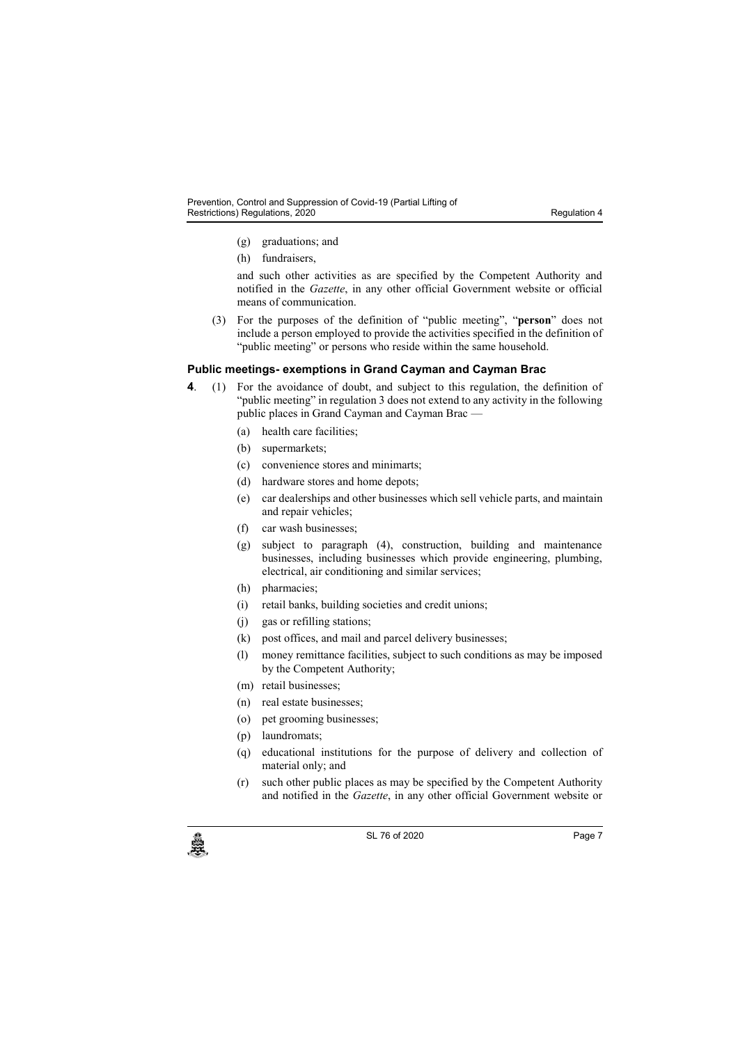(g) graduations; and

(h) fundraisers,

and such other activities as are specified by the Competent Authority and notified in the *Gazette*, in any other official Government website or official means of communication.

(3) For the purposes of the definition of "public meeting", "**person**" does not include a person employed to provide the activities specified in the definition of "public meeting" or persons who reside within the same household.

### Public meetings- exemptions in Grand Cayman and Cayman Brac

**4**. (1) For the avoidance of doubt, and subject to this regulation, the definition of "public meeting" in regulation 3 does not extend to any activity in the following public places in Grand Cayman and Cayman Brac —

(a) health care facilities;

(b) supermarkets;

(c) convenience stores and minimarts;

(d) hardware stores and home depots;

(e) car dealerships and other businesses which sell vehicle parts, and maintain and repair vehicles;

(f) car wash businesses;

(g) subject to paragraph (4), construction, building and maintenance businesses, including businesses which provide engineering, plumbing, electrical, air conditioning and similar services;

(h) pharmacies;

(i) retail banks, building societies and credit unions;

(j) gas or refilling stations;

(k) post offices, and mail and parcel delivery businesses;

(l) money remittance facilities, subject to such conditions as may be imposed by the Competent Authority;

(m) retail businesses;

(n) real estate businesses;

(o) pet grooming businesses;

(p) laundromats;

(q) educational institutions for the purpose of delivery and collection of material only; and

(r) such other public places as may be specified by the Competent Authority and notified in the *Gazette*, in any other official Government website or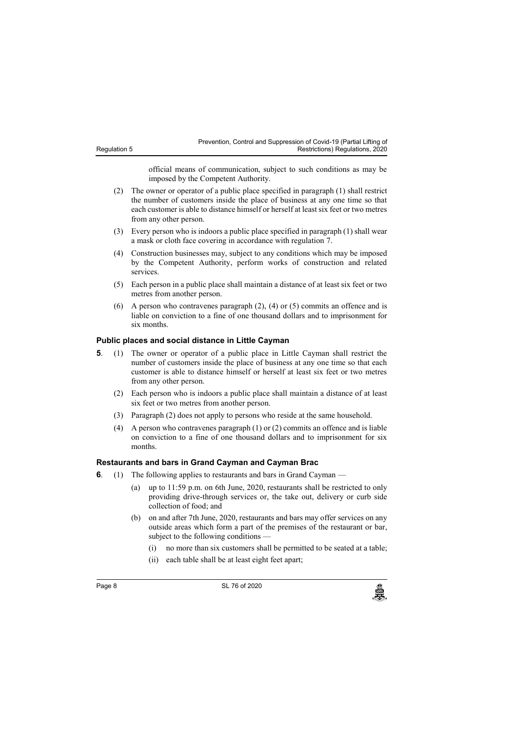official means of communication, subject to such conditions as may be imposed by the Competent Authority.

(2) The owner or operator of a public place specified in paragraph (1) shall restrict the number of customers inside the place of business at any one time so that each customer is able to distance himself or herself at least six feet or two metres from any other person.

(3) Every person who is indoors a public place specified in paragraph (1) shall wear a mask or cloth face covering in accordance with regulation 7.

(4) Construction businesses may, subject to any conditions which may be imposed by the Competent Authority, perform works of construction and related services.

(5) Each person in a public place shall maintain a distance of at least six feet or two metres from another person.

(6) A person who contravenes paragraph (2), (4) or (5) commits an offence and is liable on conviction to a fine of one thousand dollars and to imprisonment for six months.

### Public places and social distance in Little Cayman

**5**. (1) The owner or operator of a public place in Little Cayman shall restrict the number of customers inside the place of business at any one time so that each customer is able to distance himself or herself at least six feet or two metres from any other person.

(2) Each person who is indoors a public place shall maintain a distance of at least six feet or two metres from another person.

(3) Paragraph (2) does not apply to persons who reside at the same household.

(4) A person who contravenes paragraph (1) or (2) commits an offence and is liable on conviction to a fine of one thousand dollars and to imprisonment for six months.

### Restaurants and bars in Grand Cayman and Cayman Brac

**6**. (1) The following applies to restaurants and bars in Grand Cayman —

(a) up to 11:59 p.m. on 6th June, 2020, restaurants shall be restricted to only providing drive-through services or, the take out, delivery or curb side collection of food; and

(b) on and after 7th June, 2020, restaurants and bars may offer services on any outside areas which form a part of the premises of the restaurant or bar, subject to the following conditions —

(i) no more than six customers shall be permitted to be seated at a table;

(ii) each table shall be at least eight feet apart;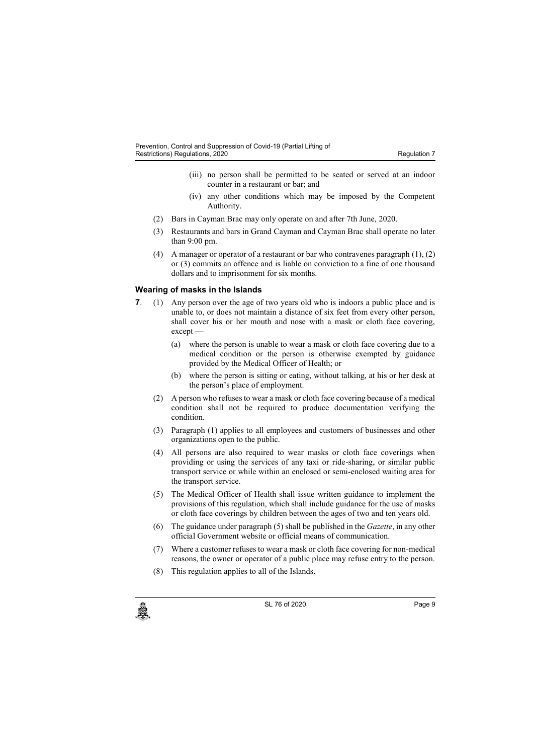(iii) no person shall be permitted to be seated or served at an indoor counter in a restaurant or bar; and

(iv) any other conditions which may be imposed by the Competent Authority.

(2) Bars in Cayman Brac may only operate on and after 7th June, 2020.

(3) Restaurants and bars in Grand Cayman and Cayman Brac shall operate no later than 9:00 pm.

(4) A manager or operator of a restaurant or bar who contravenes paragraph (1), (2) or (3) commits an offence and is liable on conviction to a fine of one thousand dollars and to imprisonment for six months.

### Wearing of masks in the Islands

**7**. (1) Any person over the age of two years old who is indoors a public place and is unable to, or does not maintain a distance of six feet from every other person, shall cover his or her mouth and nose with a mask or cloth face covering, except —

(a) where the person is unable to wear a mask or cloth face covering due to a medical condition or the person is otherwise exempted by guidance provided by the Medical Officer of Health; or

(b) where the person is sitting or eating, without talking, at his or her desk at the person's place of employment.

(2) A person who refuses to wear a mask or cloth face covering because of a medical condition shall not be required to produce documentation verifying the condition.

(3) Paragraph (1) applies to all employees and customers of businesses and other organizations open to the public.

(4) All persons are also required to wear masks or cloth face coverings when providing or using the services of any taxi or ride-sharing, or similar public transport service or while within an enclosed or semi-enclosed waiting area for the transport service.

(5) The Medical Officer of Health shall issue written guidance to implement the provisions of this regulation, which shall include guidance for the use of masks or cloth face coverings by children between the ages of two and ten years old.

(6) The guidance under paragraph (5) shall be published in the *Gazette*, in any other official Government website or official means of communication.

(7) Where a customer refuses to wear a mask or cloth face covering for non-medical reasons, the owner or operator of a public place may refuse entry to the person.

(8) This regulation applies to all of the Islands.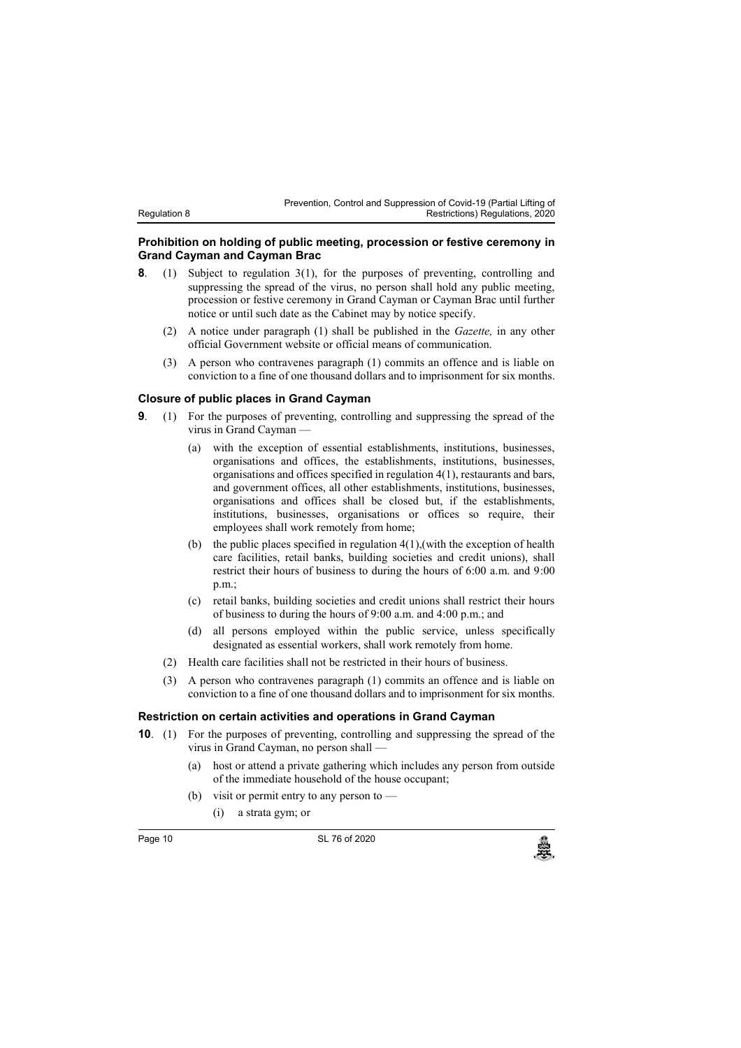**Prohibition on holding of public meeting, procession or festive ceremony in Grand Cayman and Cayman Brac**

**8**. (1) Subject to regulation 3(1), for the purposes of preventing, controlling and suppressing the spread of the virus, no person shall hold any public meeting, procession or festive ceremony in Grand Cayman or Cayman Brac until further notice or until such date as the Cabinet may by notice specify.

(2) A notice under paragraph (1) shall be published in the *Gazette,* in any other official Government website or official means of communication.

(3) A person who contravenes paragraph (1) commits an offence and is liable on conviction to a fine of one thousand dollars and to imprisonment for six months.

**Closure of public places in Grand Cayman**

**9**. (1) For the purposes of preventing, controlling and suppressing the spread of the virus in Grand Cayman —

(a) with the exception of essential establishments, institutions, businesses, organisations and offices, the establishments, institutions, businesses, organisations and offices specified in regulation 4(1), restaurants and bars, and government offices, all other establishments, institutions, businesses, organisations and offices shall be closed but, if the establishments, institutions, businesses, organisations or offices so require, their employees shall work remotely from home;

(b) the public places specified in regulation 4(1),(with the exception of health care facilities, retail banks, building societies and credit unions), shall restrict their hours of business to during the hours of 6:00 a.m. and 9:00 p.m.;

(c) retail banks, building societies and credit unions shall restrict their hours of business to during the hours of 9:00 a.m. and 4:00 p.m.; and

(d) all persons employed within the public service, unless specifically designated as essential workers, shall work remotely from home.

(2) Health care facilities shall not be restricted in their hours of business.

(3) A person who contravenes paragraph (1) commits an offence and is liable on conviction to a fine of one thousand dollars and to imprisonment for six months.

**Restriction on certain activities and operations in Grand Cayman**

**10**. (1) For the purposes of preventing, controlling and suppressing the spread of the virus in Grand Cayman, no person shall —

(a) host or attend a private gathering which includes any person from outside of the immediate household of the house occupant;

(b) visit or permit entry to any person to —

(i) a strata gym; or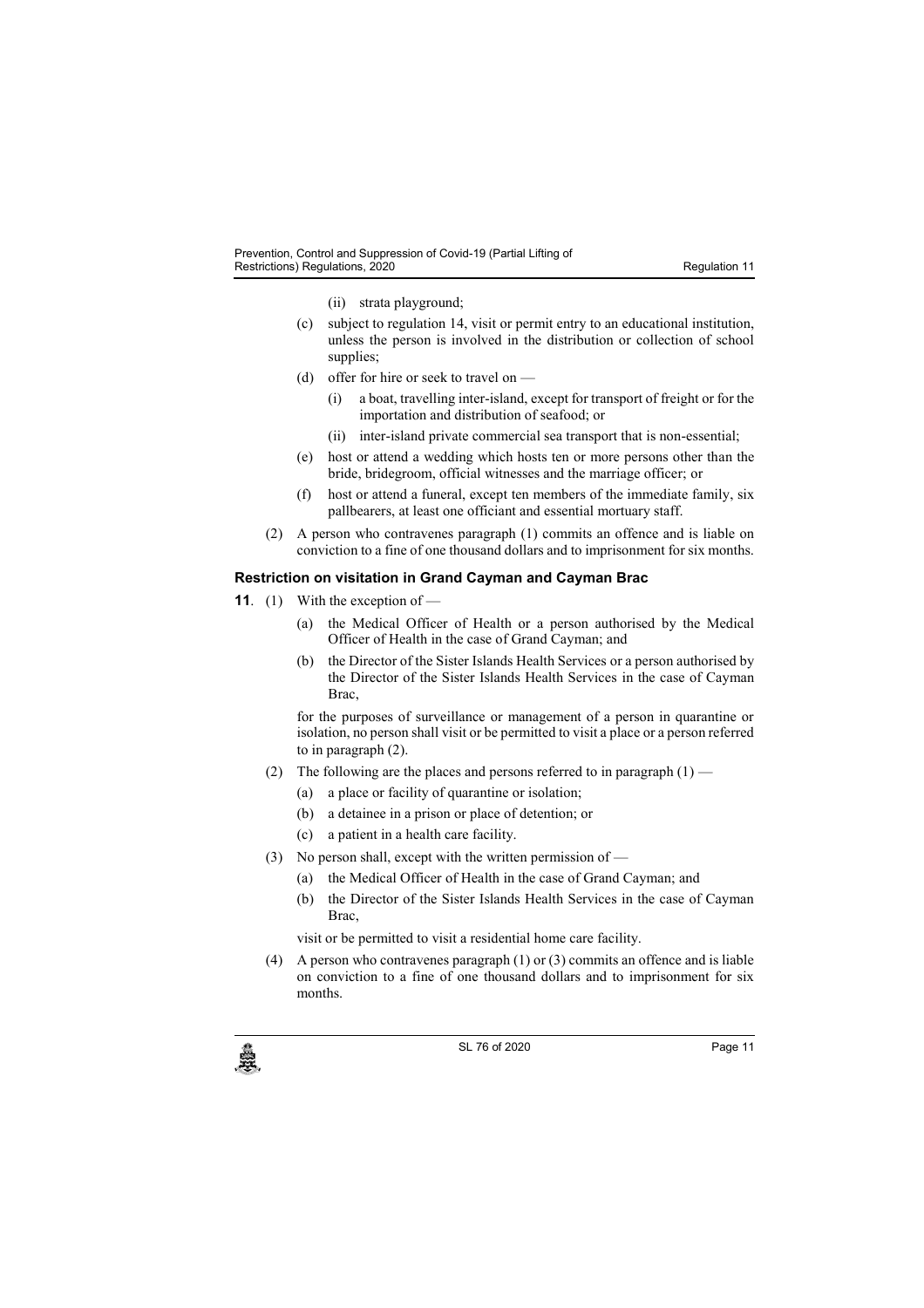(ii) strata playground;

(c) subject to regulation 14, visit or permit entry to an educational institution, unless the person is involved in the distribution or collection of school supplies;

(d) offer for hire or seek to travel on —

(i) a boat, travelling inter-island, except for transport of freight or for the importation and distribution of seafood; or

(ii) inter-island private commercial sea transport that is non-essential;

(e) host or attend a wedding which hosts ten or more persons other than the bride, bridegroom, official witnesses and the marriage officer; or

(f) host or attend a funeral, except ten members of the immediate family, six pallbearers, at least one officiant and essential mortuary staff.

(2) A person who contravenes paragraph (1) commits an offence and is liable on conviction to a fine of one thousand dollars and to imprisonment for six months.

### Restriction on visitation in Grand Cayman and Cayman Brac

**11**. (1) With the exception of —

(a) the Medical Officer of Health or a person authorised by the Medical Officer of Health in the case of Grand Cayman; and

(b) the Director of the Sister Islands Health Services or a person authorised by the Director of the Sister Islands Health Services in the case of Cayman Brac,

for the purposes of surveillance or management of a person in quarantine or isolation, no person shall visit or be permitted to visit a place or a person referred to in paragraph (2).

(2) The following are the places and persons referred to in paragraph (1) —

(a) a place or facility of quarantine or isolation;

(b) a detainee in a prison or place of detention; or

(c) a patient in a health care facility.

(3) No person shall, except with the written permission of —

(a) the Medical Officer of Health in the case of Grand Cayman; and

(b) the Director of the Sister Islands Health Services in the case of Cayman Brac,

visit or be permitted to visit a residential home care facility.

(4) A person who contravenes paragraph (1) or (3) commits an offence and is liable on conviction to a fine of one thousand dollars and to imprisonment for six months.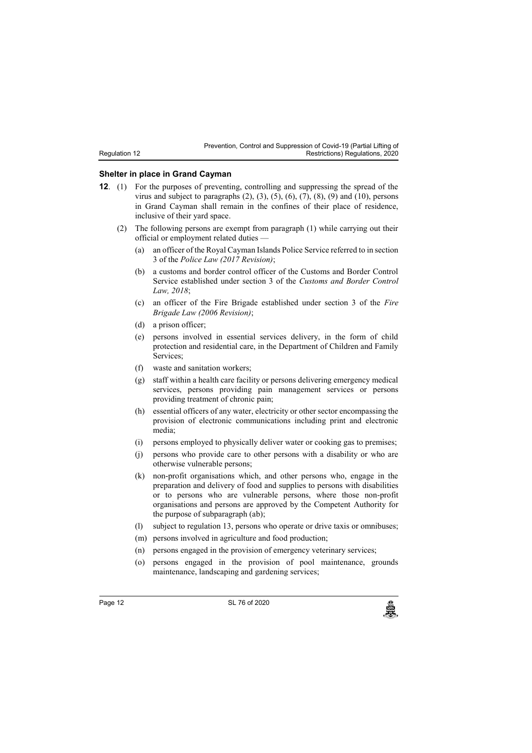### Shelter in place in Grand Cayman

**12**. (1) For the purposes of preventing, controlling and suppressing the spread of the virus and subject to paragraphs (2), (3), (5), (6), (7), (8), (9) and (10), persons in Grand Cayman shall remain in the confines of their place of residence, inclusive of their yard space.

(2) The following persons are exempt from paragraph (1) while carrying out their official or employment related duties —

(a) an officer of the Royal Cayman Islands Police Service referred to in section 3 of the *Police Law (2017 Revision)*;

(b) a customs and border control officer of the Customs and Border Control Service established under section 3 of the *Customs and Border Control Law, 2018*;

(c) an officer of the Fire Brigade established under section 3 of the *Fire Brigade Law (2006 Revision)*;

(d) a prison officer;

(e) persons involved in essential services delivery, in the form of child protection and residential care, in the Department of Children and Family Services;

(f) waste and sanitation workers;

(g) staff within a health care facility or persons delivering emergency medical services, persons providing pain management services or persons providing treatment of chronic pain;

(h) essential officers of any water, electricity or other sector encompassing the provision of electronic communications including print and electronic media;

(i) persons employed to physically deliver water or cooking gas to premises;

(j) persons who provide care to other persons with a disability or who are otherwise vulnerable persons;

(k) non-profit organisations which, and other persons who, engage in the preparation and delivery of food and supplies to persons with disabilities or to persons who are vulnerable persons, where those non-profit organisations and persons are approved by the Competent Authority for the purpose of subparagraph (ab);

(l) subject to regulation 13, persons who operate or drive taxis or omnibuses;

(m) persons involved in agriculture and food production;

(n) persons engaged in the provision of emergency veterinary services;

(o) persons engaged in the provision of pool maintenance, grounds maintenance, landscaping and gardening services;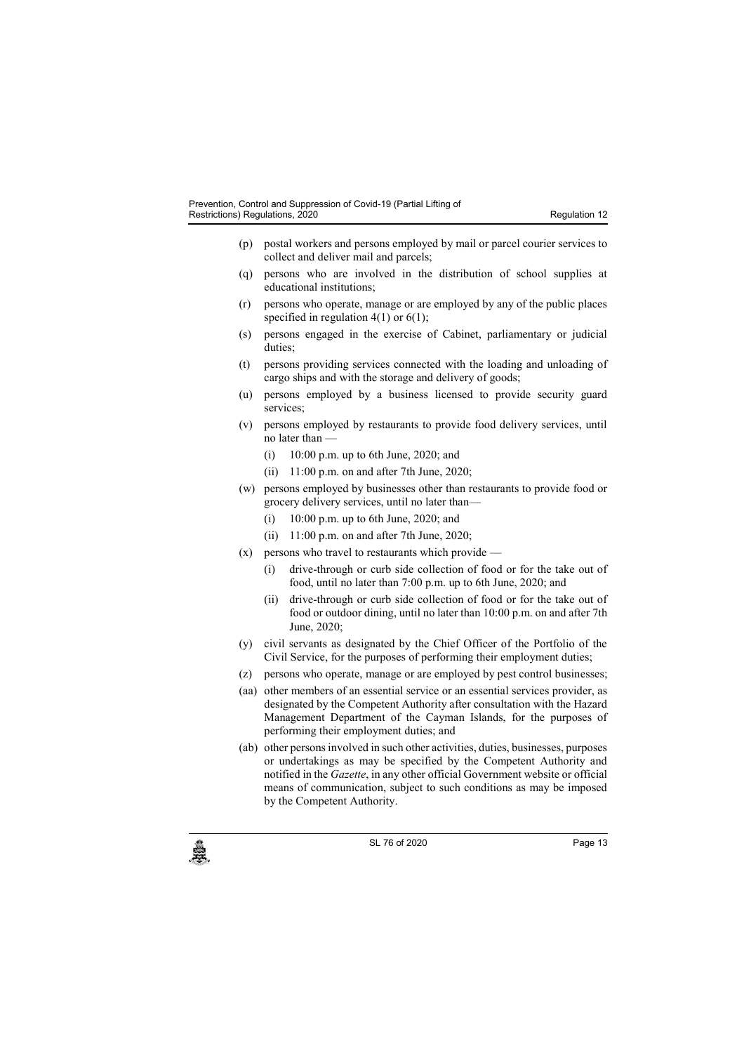(p) postal workers and persons employed by mail or parcel courier services to collect and deliver mail and parcels;

(q) persons who are involved in the distribution of school supplies at educational institutions;

(r) persons who operate, manage or are employed by any of the public places specified in regulation 4(1) or 6(1);

(s) persons engaged in the exercise of Cabinet, parliamentary or judicial duties;

(t) persons providing services connected with the loading and unloading of cargo ships and with the storage and delivery of goods;

(u) persons employed by a business licensed to provide security guard services;

(v) persons employed by restaurants to provide food delivery services, until no later than —

 (i) 10:00 p.m. up to 6th June, 2020; and

 (ii) 11:00 p.m. on and after 7th June, 2020;

(w) persons employed by businesses other than restaurants to provide food or grocery delivery services, until no later than—

 (i) 10:00 p.m. up to 6th June, 2020; and

 (ii) 11:00 p.m. on and after 7th June, 2020;

(x) persons who travel to restaurants which provide —

 (i) drive-through or curb side collection of food or for the take out of food, until no later than 7:00 p.m. up to 6th June, 2020; and

 (ii) drive-through or curb side collection of food or for the take out of food or outdoor dining, until no later than 10:00 p.m. on and after 7th June, 2020;

(y) civil servants as designated by the Chief Officer of the Portfolio of the Civil Service, for the purposes of performing their employment duties;

(z) persons who operate, manage or are employed by pest control businesses;

(aa) other members of an essential service or an essential services provider, as designated by the Competent Authority after consultation with the Hazard Management Department of the Cayman Islands, for the purposes of performing their employment duties; and

(ab) other persons involved in such other activities, duties, businesses, purposes or undertakings as may be specified by the Competent Authority and notified in the *Gazette*, in any other official Government website or official means of communication, subject to such conditions as may be imposed by the Competent Authority.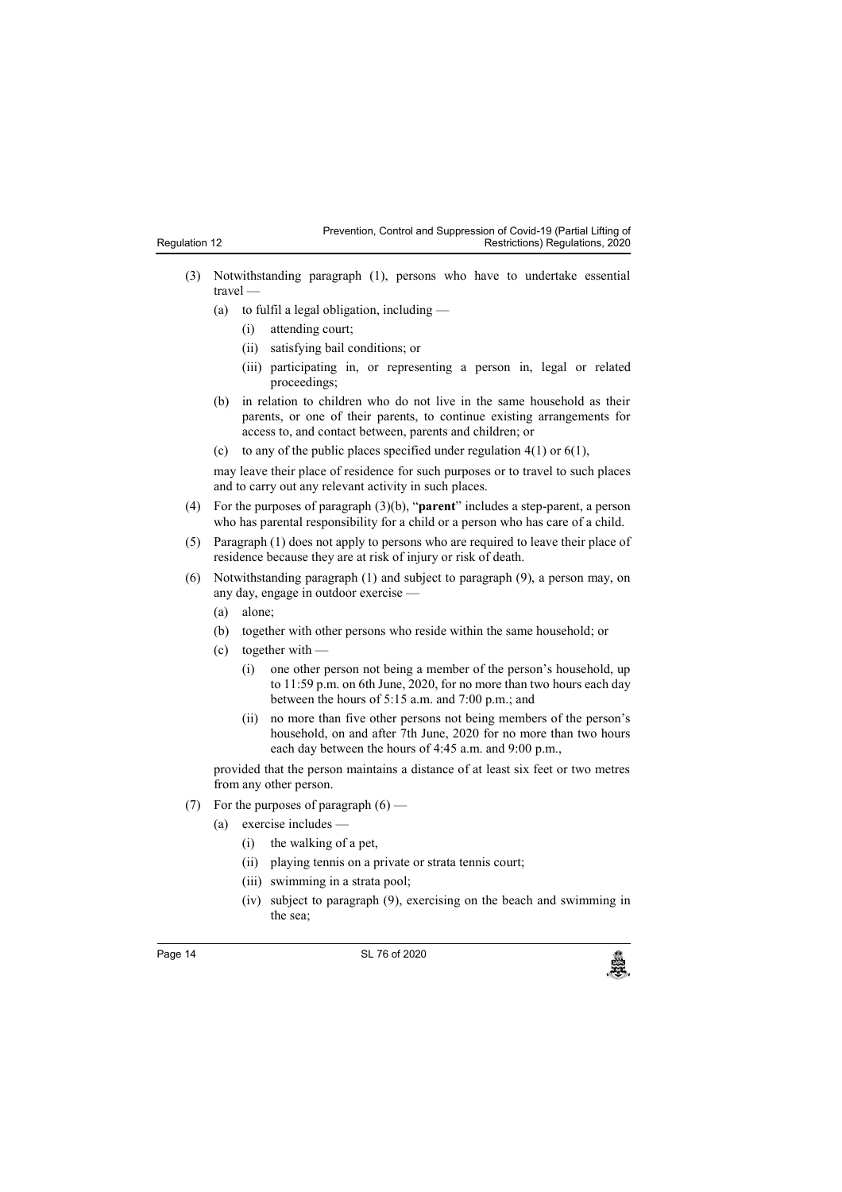(3) Notwithstanding paragraph (1), persons who have to undertake essential travel —

  (a) to fulfil a legal obligation, including —

    (i) attending court;

    (ii) satisfying bail conditions; or

    (iii) participating in, or representing a person in, legal or related proceedings;

  (b) in relation to children who do not live in the same household as their parents, or one of their parents, to continue existing arrangements for access to, and contact between, parents and children; or

  (c) to any of the public places specified under regulation 4(1) or 6(1),

may leave their place of residence for such purposes or to travel to such places and to carry out any relevant activity in such places.

(4) For the purposes of paragraph (3)(b), "**parent**" includes a step-parent, a person who has parental responsibility for a child or a person who has care of a child.

(5) Paragraph (1) does not apply to persons who are required to leave their place of residence because they are at risk of injury or risk of death.

(6) Notwithstanding paragraph (1) and subject to paragraph (9), a person may, on any day, engage in outdoor exercise —

  (a) alone;

  (b) together with other persons who reside within the same household; or

  (c) together with —

    (i) one other person not being a member of the person's household, up to 11:59 p.m. on 6th June, 2020, for no more than two hours each day between the hours of 5:15 a.m. and 7:00 p.m.; and

    (ii) no more than five other persons not being members of the person's household, on and after 7th June, 2020 for no more than two hours each day between the hours of 4:45 a.m. and 9:00 p.m.,

provided that the person maintains a distance of at least six feet or two metres from any other person.

(7) For the purposes of paragraph (6) —

  (a) exercise includes —

    (i) the walking of a pet,

    (ii) playing tennis on a private or strata tennis court;

    (iii) swimming in a strata pool;

    (iv) subject to paragraph (9), exercising on the beach and swimming in the sea;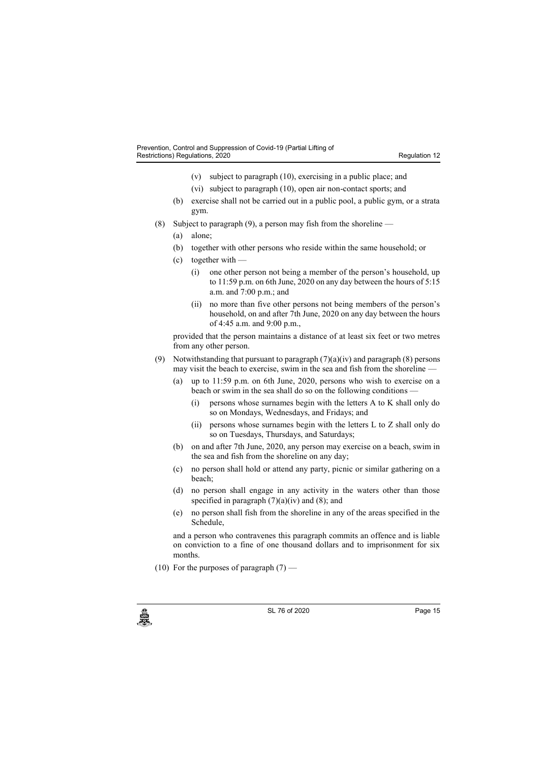(v) subject to paragraph (10), exercising in a public place; and

(vi) subject to paragraph (10), open air non-contact sports; and

(b) exercise shall not be carried out in a public pool, a public gym, or a strata gym.

(8) Subject to paragraph (9), a person may fish from the shoreline —

(a) alone;

(b) together with other persons who reside within the same household; or

(c) together with —

(i) one other person not being a member of the person's household, up to 11:59 p.m. on 6th June, 2020 on any day between the hours of 5:15 a.m. and 7:00 p.m.; and

(ii) no more than five other persons not being members of the person's household, on and after 7th June, 2020 on any day between the hours of 4:45 a.m. and 9:00 p.m.,

provided that the person maintains a distance of at least six feet or two metres from any other person.

(9) Notwithstanding that pursuant to paragraph (7)(a)(iv) and paragraph (8) persons may visit the beach to exercise, swim in the sea and fish from the shoreline —

(a) up to 11:59 p.m. on 6th June, 2020, persons who wish to exercise on a beach or swim in the sea shall do so on the following conditions —

(i) persons whose surnames begin with the letters A to K shall only do so on Mondays, Wednesdays, and Fridays; and

(ii) persons whose surnames begin with the letters L to Z shall only do so on Tuesdays, Thursdays, and Saturdays;

(b) on and after 7th June, 2020, any person may exercise on a beach, swim in the sea and fish from the shoreline on any day;

(c) no person shall hold or attend any party, picnic or similar gathering on a beach;

(d) no person shall engage in any activity in the waters other than those specified in paragraph (7)(a)(iv) and (8); and

(e) no person shall fish from the shoreline in any of the areas specified in the Schedule,

and a person who contravenes this paragraph commits an offence and is liable on conviction to a fine of one thousand dollars and to imprisonment for six months.

(10) For the purposes of paragraph (7) —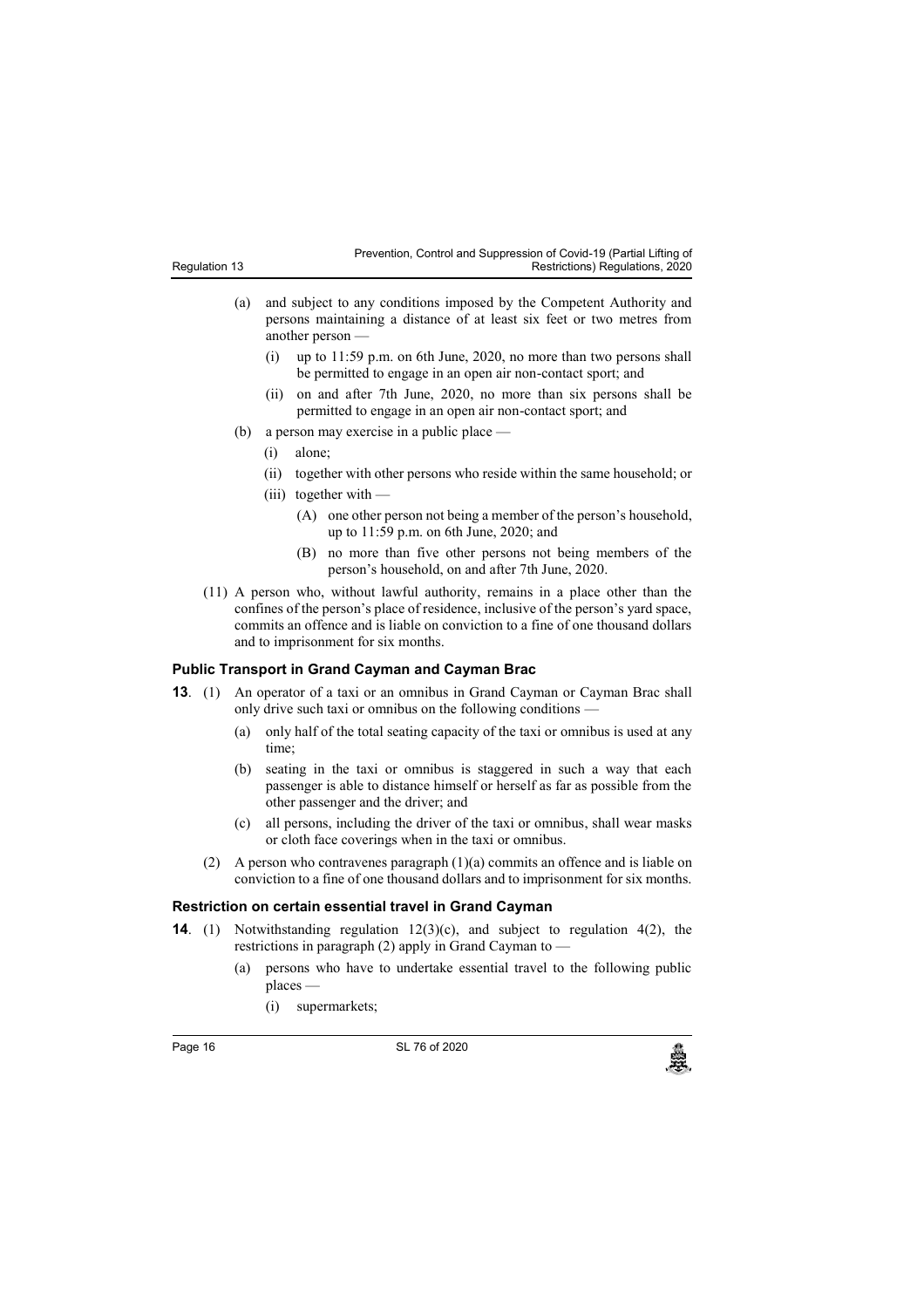(a) and subject to any conditions imposed by the Competent Authority and persons maintaining a distance of at least six feet or two metres from another person —

 (i) up to 11:59 p.m. on 6th June, 2020, no more than two persons shall be permitted to engage in an open air non-contact sport; and

 (ii) on and after 7th June, 2020, no more than six persons shall be permitted to engage in an open air non-contact sport; and

(b) a person may exercise in a public place —

 (i) alone;

 (ii) together with other persons who reside within the same household; or

 (iii) together with —

  (A) one other person not being a member of the person's household, up to 11:59 p.m. on 6th June, 2020; and

  (B) no more than five other persons not being members of the person's household, on and after 7th June, 2020.

(11) A person who, without lawful authority, remains in a place other than the confines of the person's place of residence, inclusive of the person's yard space, commits an offence and is liable on conviction to a fine of one thousand dollars and to imprisonment for six months.

### Public Transport in Grand Cayman and Cayman Brac

**13**. (1) An operator of a taxi or an omnibus in Grand Cayman or Cayman Brac shall only drive such taxi or omnibus on the following conditions —

(a) only half of the total seating capacity of the taxi or omnibus is used at any time;

(b) seating in the taxi or omnibus is staggered in such a way that each passenger is able to distance himself or herself as far as possible from the other passenger and the driver; and

(c) all persons, including the driver of the taxi or omnibus, shall wear masks or cloth face coverings when in the taxi or omnibus.

(2) A person who contravenes paragraph (1)(a) commits an offence and is liable on conviction to a fine of one thousand dollars and to imprisonment for six months.

### Restriction on certain essential travel in Grand Cayman

**14**. (1) Notwithstanding regulation 12(3)(c), and subject to regulation 4(2), the restrictions in paragraph (2) apply in Grand Cayman to —

(a) persons who have to undertake essential travel to the following public places —

 (i) supermarkets;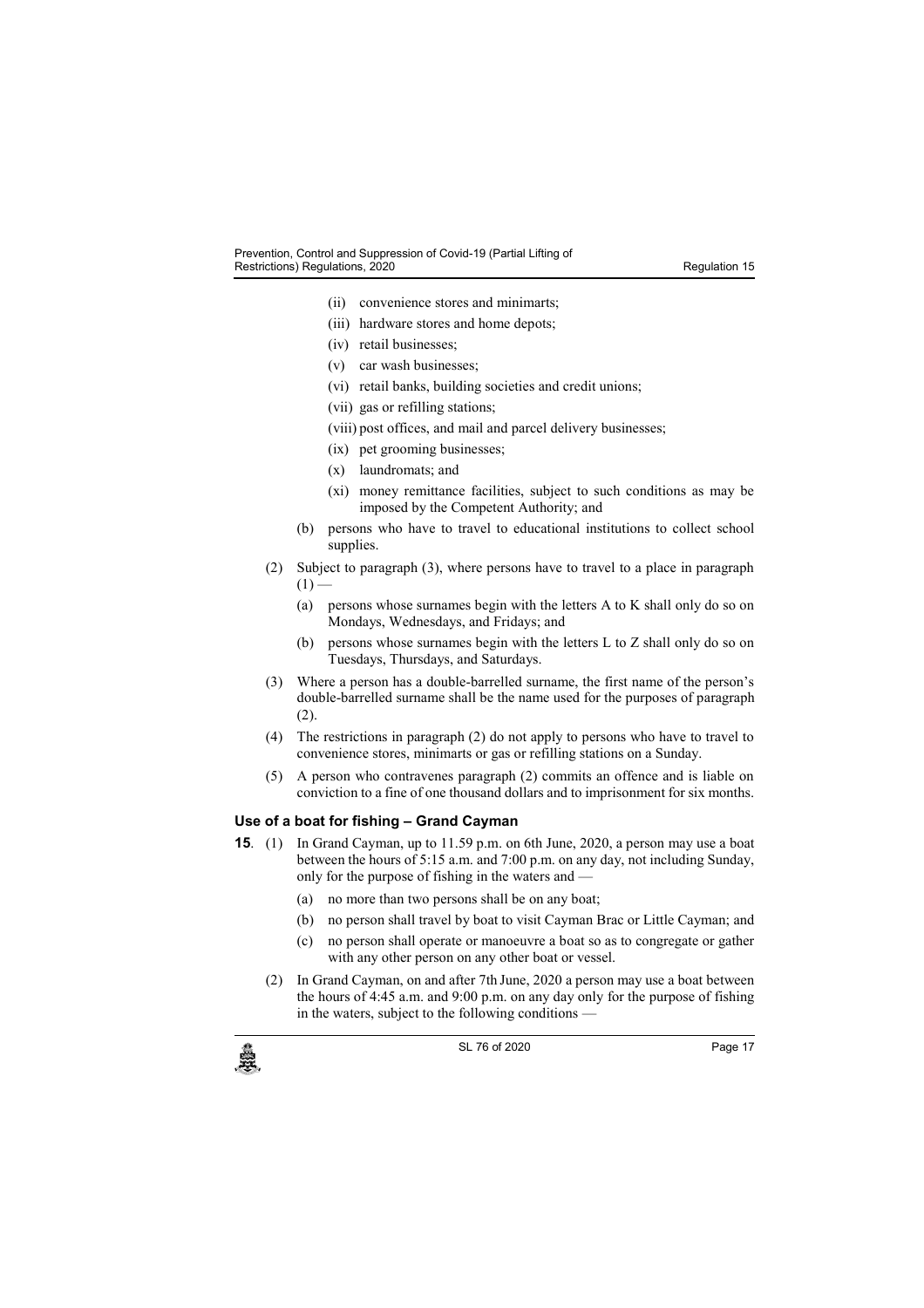- (ii) convenience stores and minimarts;
- (iii) hardware stores and home depots;
- (iv) retail businesses;
- (v) car wash businesses;
- (vi) retail banks, building societies and credit unions;
- (vii) gas or refilling stations;
- (viii) post offices, and mail and parcel delivery businesses;
- (ix) pet grooming businesses;
- (x) laundromats; and
- (xi) money remittance facilities, subject to such conditions as may be imposed by the Competent Authority; and

(b) persons who have to travel to educational institutions to collect school supplies.

(2) Subject to paragraph (3), where persons have to travel to a place in paragraph (1) —

(a) persons whose surnames begin with the letters A to K shall only do so on Mondays, Wednesdays, and Fridays; and

(b) persons whose surnames begin with the letters L to Z shall only do so on Tuesdays, Thursdays, and Saturdays.

(3) Where a person has a double-barrelled surname, the first name of the person's double-barrelled surname shall be the name used for the purposes of paragraph (2).

(4) The restrictions in paragraph (2) do not apply to persons who have to travel to convenience stores, minimarts or gas or refilling stations on a Sunday.

(5) A person who contravenes paragraph (2) commits an offence and is liable on conviction to a fine of one thousand dollars and to imprisonment for six months.

### Use of a boat for fishing – Grand Cayman

**15**. (1) In Grand Cayman, up to 11.59 p.m. on 6th June, 2020, a person may use a boat between the hours of 5:15 a.m. and 7:00 p.m. on any day, not including Sunday, only for the purpose of fishing in the waters and —

(a) no more than two persons shall be on any boat;

(b) no person shall travel by boat to visit Cayman Brac or Little Cayman; and

(c) no person shall operate or manoeuvre a boat so as to congregate or gather with any other person on any other boat or vessel.

(2) In Grand Cayman, on and after 7th June, 2020 a person may use a boat between the hours of 4:45 a.m. and 9:00 p.m. on any day only for the purpose of fishing in the waters, subject to the following conditions —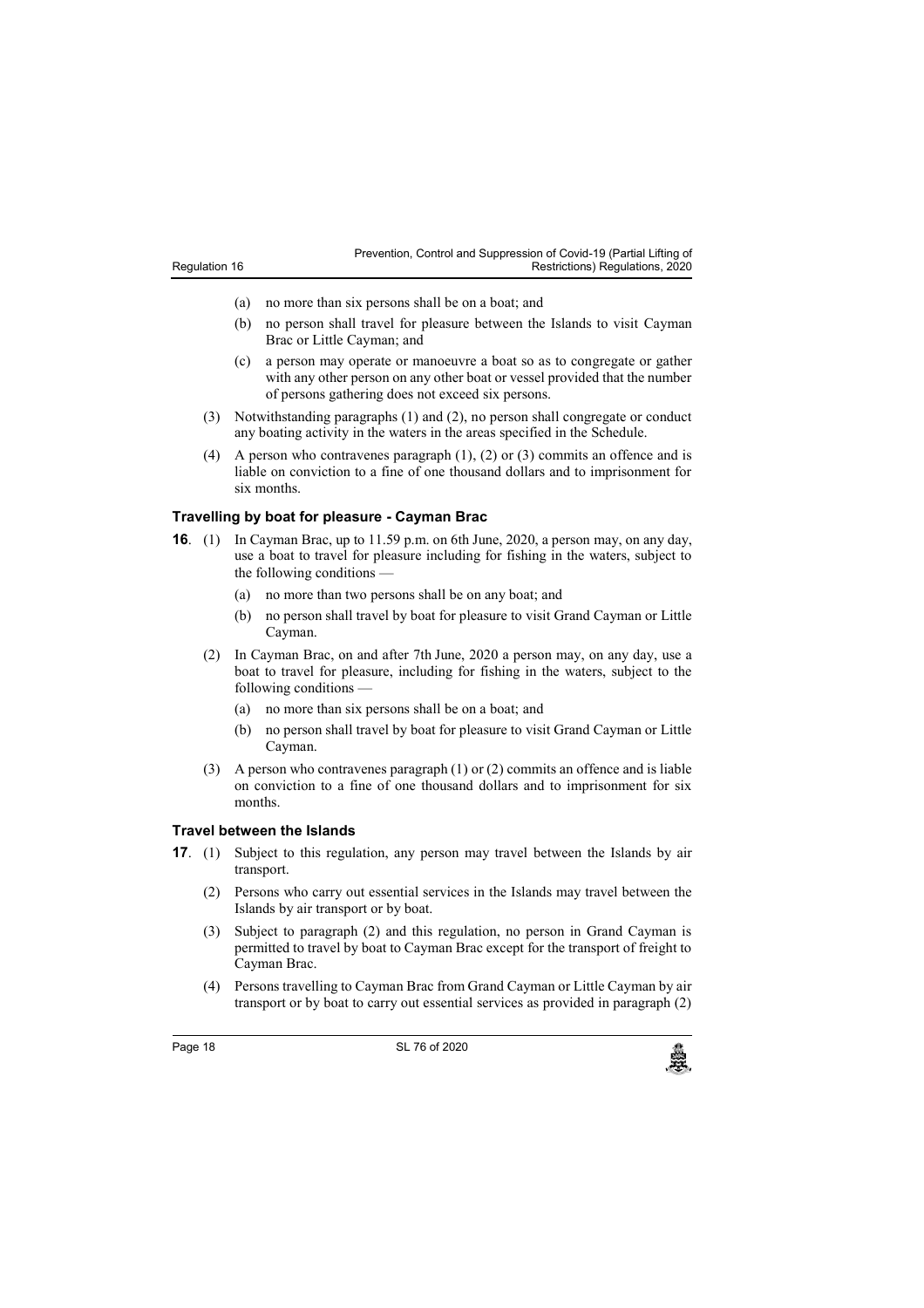(a) no more than six persons shall be on a boat; and

(b) no person shall travel for pleasure between the Islands to visit Cayman Brac or Little Cayman; and

(c) a person may operate or manoeuvre a boat so as to congregate or gather with any other person on any other boat or vessel provided that the number of persons gathering does not exceed six persons.

(3) Notwithstanding paragraphs (1) and (2), no person shall congregate or conduct any boating activity in the waters in the areas specified in the Schedule.

(4) A person who contravenes paragraph (1), (2) or (3) commits an offence and is liable on conviction to a fine of one thousand dollars and to imprisonment for six months.

### Travelling by boat for pleasure - Cayman Brac

**16**. (1) In Cayman Brac, up to 11.59 p.m. on 6th June, 2020, a person may, on any day, use a boat to travel for pleasure including for fishing in the waters, subject to the following conditions —

(a) no more than two persons shall be on any boat; and

(b) no person shall travel by boat for pleasure to visit Grand Cayman or Little Cayman.

(2) In Cayman Brac, on and after 7th June, 2020 a person may, on any day, use a boat to travel for pleasure, including for fishing in the waters, subject to the following conditions —

(a) no more than six persons shall be on a boat; and

(b) no person shall travel by boat for pleasure to visit Grand Cayman or Little Cayman.

(3) A person who contravenes paragraph (1) or (2) commits an offence and is liable on conviction to a fine of one thousand dollars and to imprisonment for six months.

### Travel between the Islands

**17**. (1) Subject to this regulation, any person may travel between the Islands by air transport.

(2) Persons who carry out essential services in the Islands may travel between the Islands by air transport or by boat.

(3) Subject to paragraph (2) and this regulation, no person in Grand Cayman is permitted to travel by boat to Cayman Brac except for the transport of freight to Cayman Brac.

(4) Persons travelling to Cayman Brac from Grand Cayman or Little Cayman by air transport or by boat to carry out essential services as provided in paragraph (2)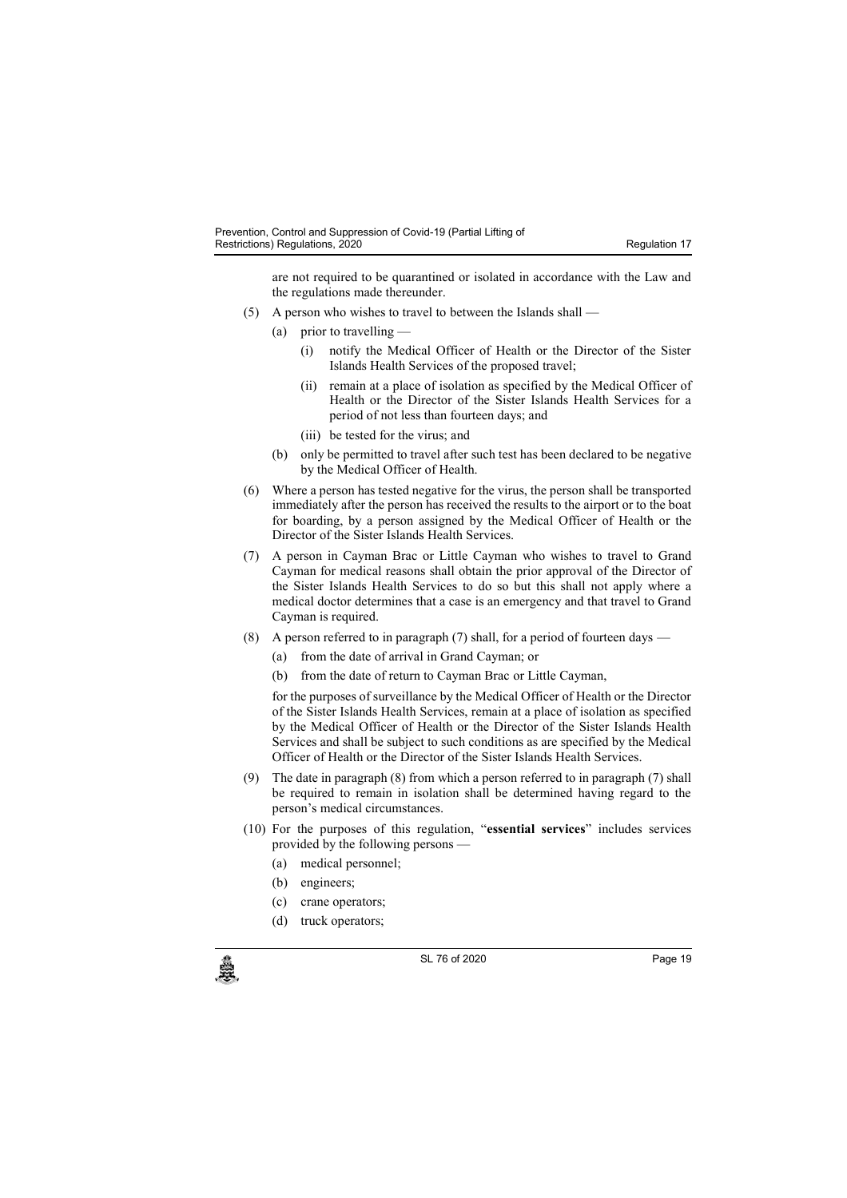are not required to be quarantined or isolated in accordance with the Law and the regulations made thereunder.

(5) A person who wishes to travel to between the Islands shall —

(a) prior to travelling —

(i) notify the Medical Officer of Health or the Director of the Sister Islands Health Services of the proposed travel;

(ii) remain at a place of isolation as specified by the Medical Officer of Health or the Director of the Sister Islands Health Services for a period of not less than fourteen days; and

(iii) be tested for the virus; and

(b) only be permitted to travel after such test has been declared to be negative by the Medical Officer of Health.

(6) Where a person has tested negative for the virus, the person shall be transported immediately after the person has received the results to the airport or to the boat for boarding, by a person assigned by the Medical Officer of Health or the Director of the Sister Islands Health Services.

(7) A person in Cayman Brac or Little Cayman who wishes to travel to Grand Cayman for medical reasons shall obtain the prior approval of the Director of the Sister Islands Health Services to do so but this shall not apply where a medical doctor determines that a case is an emergency and that travel to Grand Cayman is required.

(8) A person referred to in paragraph (7) shall, for a period of fourteen days —

(a) from the date of arrival in Grand Cayman; or

(b) from the date of return to Cayman Brac or Little Cayman,

for the purposes of surveillance by the Medical Officer of Health or the Director of the Sister Islands Health Services, remain at a place of isolation as specified by the Medical Officer of Health or the Director of the Sister Islands Health Services and shall be subject to such conditions as are specified by the Medical Officer of Health or the Director of the Sister Islands Health Services.

(9) The date in paragraph (8) from which a person referred to in paragraph (7) shall be required to remain in isolation shall be determined having regard to the person's medical circumstances.

(10) For the purposes of this regulation, "**essential services**" includes services provided by the following persons —

(a) medical personnel;

(b) engineers;

(c) crane operators;

(d) truck operators;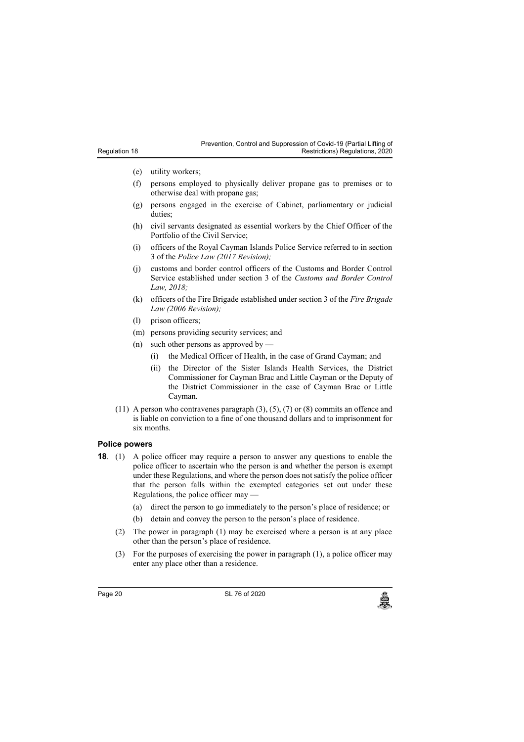- (e) utility workers;
- (f) persons employed to physically deliver propane gas to premises or to otherwise deal with propane gas;
- (g) persons engaged in the exercise of Cabinet, parliamentary or judicial duties;
- (h) civil servants designated as essential workers by the Chief Officer of the Portfolio of the Civil Service;
- (i) officers of the Royal Cayman Islands Police Service referred to in section 3 of the *Police Law (2017 Revision);*
- (j) customs and border control officers of the Customs and Border Control Service established under section 3 of the *Customs and Border Control Law, 2018;*
- (k) officers of the Fire Brigade established under section 3 of the *Fire Brigade Law (2006 Revision);*
- (l) prison officers;
- (m) persons providing security services; and
- (n) such other persons as approved by —
  - (i) the Medical Officer of Health, in the case of Grand Cayman; and
  - (ii) the Director of the Sister Islands Health Services, the District Commissioner for Cayman Brac and Little Cayman or the Deputy of the District Commissioner in the case of Cayman Brac or Little Cayman.

(11) A person who contravenes paragraph (3), (5), (7) or (8) commits an offence and is liable on conviction to a fine of one thousand dollars and to imprisonment for six months.

### Police powers

**18**. (1) A police officer may require a person to answer any questions to enable the police officer to ascertain who the person is and whether the person is exempt under these Regulations, and where the person does not satisfy the police officer that the person falls within the exempted categories set out under these Regulations, the police officer may —

- (a) direct the person to go immediately to the person's place of residence; or
- (b) detain and convey the person to the person's place of residence.

(2) The power in paragraph (1) may be exercised where a person is at any place other than the person's place of residence.

(3) For the purposes of exercising the power in paragraph (1), a police officer may enter any place other than a residence.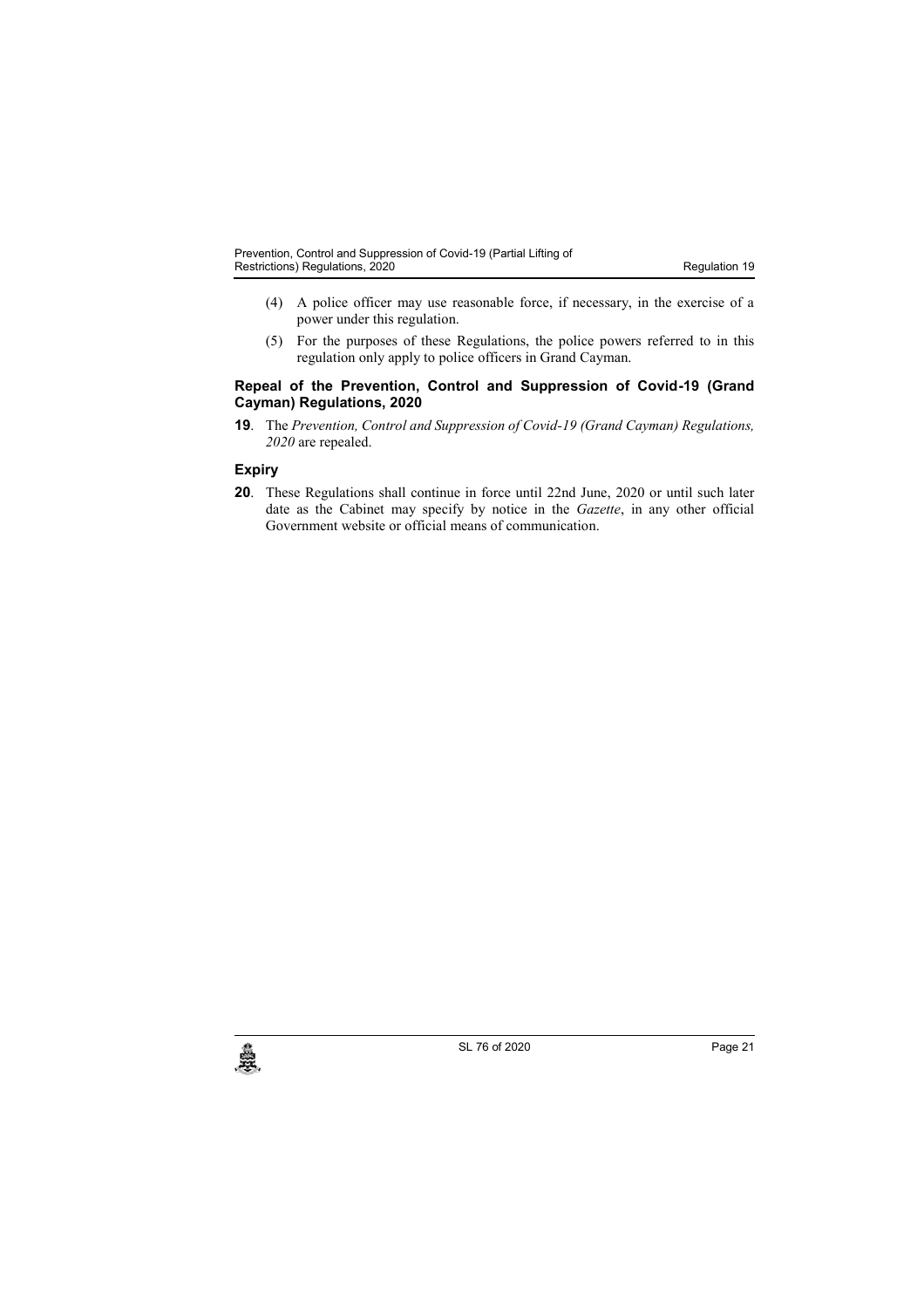(4) A police officer may use reasonable force, if necessary, in the exercise of a power under this regulation.

(5) For the purposes of these Regulations, the police powers referred to in this regulation only apply to police officers in Grand Cayman.

### Repeal of the Prevention, Control and Suppression of Covid-19 (Grand Cayman) Regulations, 2020

**19**. The *Prevention, Control and Suppression of Covid-19 (Grand Cayman) Regulations, 2020* are repealed.

### Expiry

**20**. These Regulations shall continue in force until 22nd June, 2020 or until such later date as the Cabinet may specify by notice in the *Gazette*, in any other official Government website or official means of communication.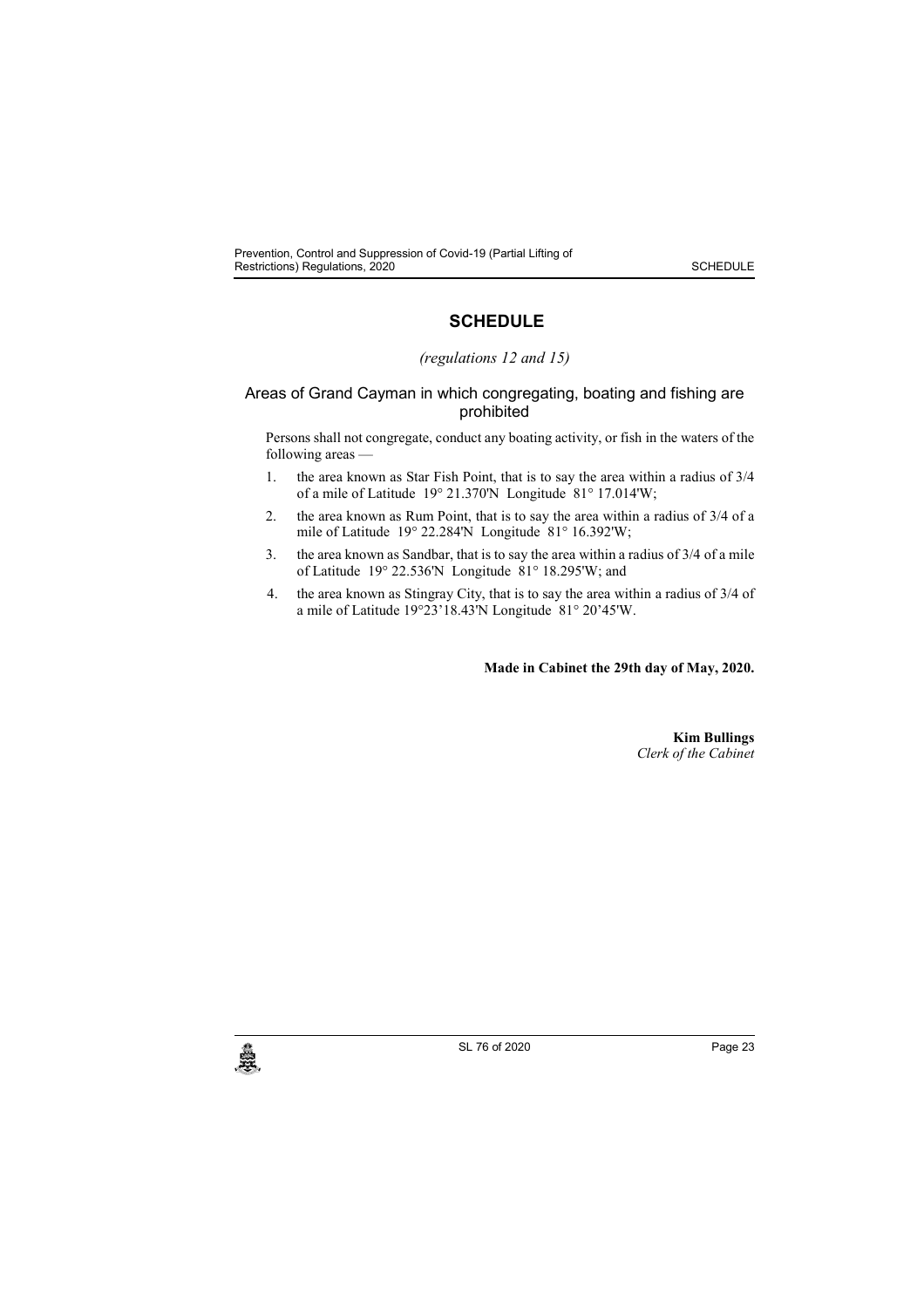# SCHEDULE

*(regulations 12 and 15)*

## Areas of Grand Cayman in which congregating, boating and fishing are prohibited

Persons shall not congregate, conduct any boating activity, or fish in the waters of the following areas —

1. the area known as Star Fish Point, that is to say the area within a radius of 3/4 of a mile of Latitude 19° 21.370'N Longitude 81° 17.014'W;
2. the area known as Rum Point, that is to say the area within a radius of 3/4 of a mile of Latitude 19° 22.284'N Longitude 81° 16.392'W;
3. the area known as Sandbar, that is to say the area within a radius of 3/4 of a mile of Latitude 19° 22.536'N Longitude 81° 18.295'W; and
4. the area known as Stingray City, that is to say the area within a radius of 3/4 of a mile of Latitude 19°23'18.43'N Longitude 81° 20'45'W.

**Made in Cabinet the 29th day of May, 2020.**

**Kim Bullings**
*Clerk of the Cabinet*